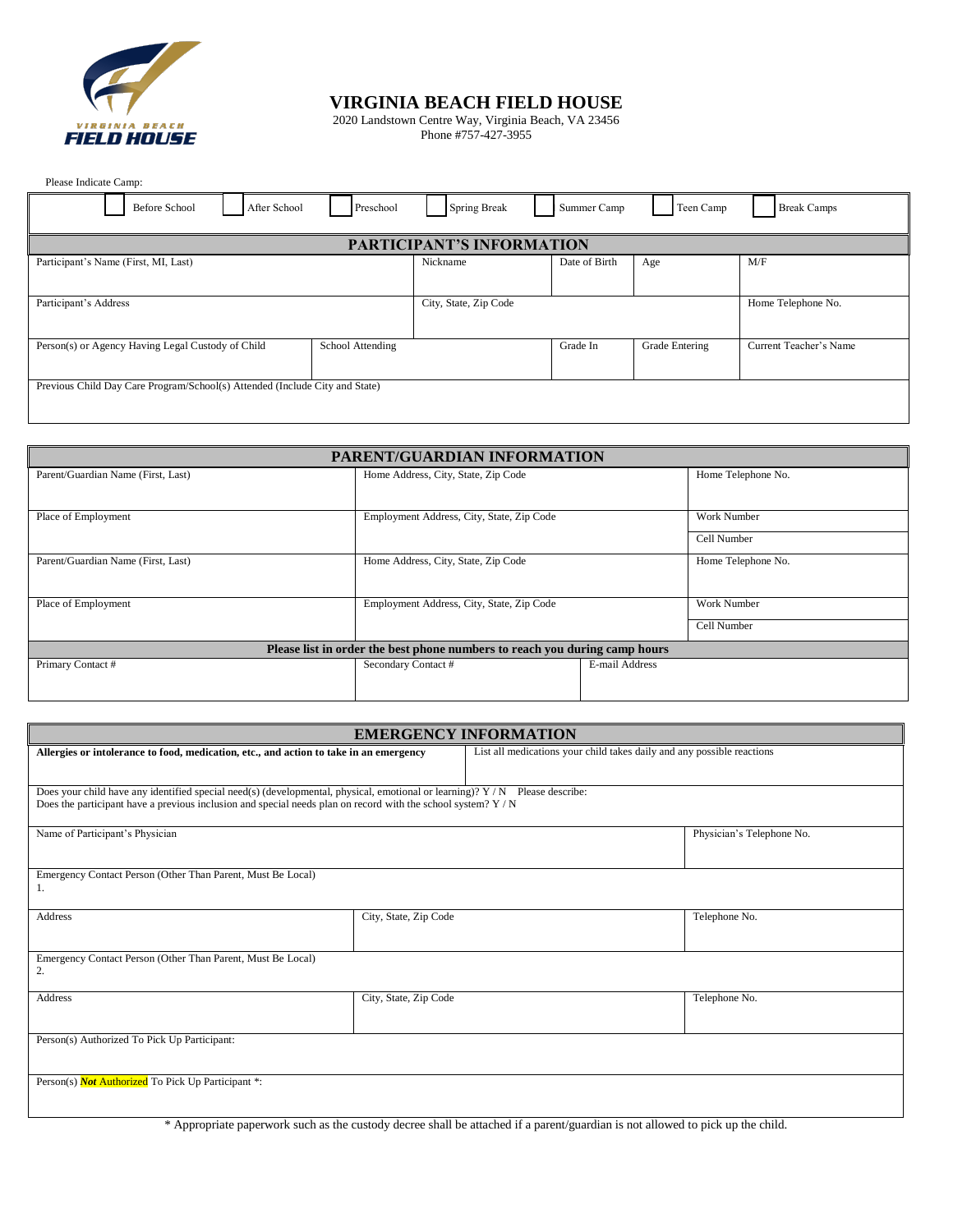# VIRGINIA BEACH FIELD HOUSE

2020 Landstown Centre Way, Virginia Beach, VA 23456
Phone #757-427-3955

Please Indicate Camp:

☐ Before School ☐ After School ☐ Preschool ☐ Spring Break ☐ Summer Camp ☐ Teen Camp ☐ Break Camps

## PARTICIPANT'S INFORMATION

| Participant's Name (First, MI, Last) | | Nickname | Date of Birth | Age | M/F |
|---|---|---|---|---|---|
| Participant's Address | | City, State, Zip Code | | | Home Telephone No. |
| Person(s) or Agency Having Legal Custody of Child | School Attending | | Grade In | Grade Entering | Current Teacher's Name |
| Previous Child Day Care Program/School(s) Attended (Include City and State) | | | | | |

## PARENT/GUARDIAN INFORMATION

| Parent/Guardian Name (First, Last) | Home Address, City, State, Zip Code | | Home Telephone No. |
|---|---|---|---|
| Place of Employment | Employment Address, City, State, Zip Code | | Work Number<br>Cell Number |
| Parent/Guardian Name (First, Last) | Home Address, City, State, Zip Code | | Home Telephone No. |
| Place of Employment | Employment Address, City, State, Zip Code | | Work Number<br>Cell Number |
| **Please list in order the best phone numbers to reach you during camp hours** | | | |
| Primary Contact # | Secondary Contact # | E-mail Address | |

## EMERGENCY INFORMATION

| **Allergies or intolerance to food, medication, etc., and action to take in an emergency** | | List all medications your child takes daily and any possible reactions |
|---|---|---|
| Does your child have any identified special need(s) (developmental, physical, emotional or learning)? Y / N Please describe:<br>Does the participant have a previous inclusion and special needs plan on record with the school system? Y / N | | |
| Name of Participant's Physician | | Physician's Telephone No. |
| Emergency Contact Person (Other Than Parent, Must Be Local)<br>1. | | |
| Address | City, State, Zip Code | Telephone No. |
| Emergency Contact Person (Other Than Parent, Must Be Local)<br>2. | | |
| Address | City, State, Zip Code | Telephone No. |
| Person(s) Authorized To Pick Up Participant: | | |
| Person(s) ***Not*** Authorized To Pick Up Participant *: | | |

* Appropriate paperwork such as the custody decree shall be attached if a parent/guardian is not allowed to pick up the child.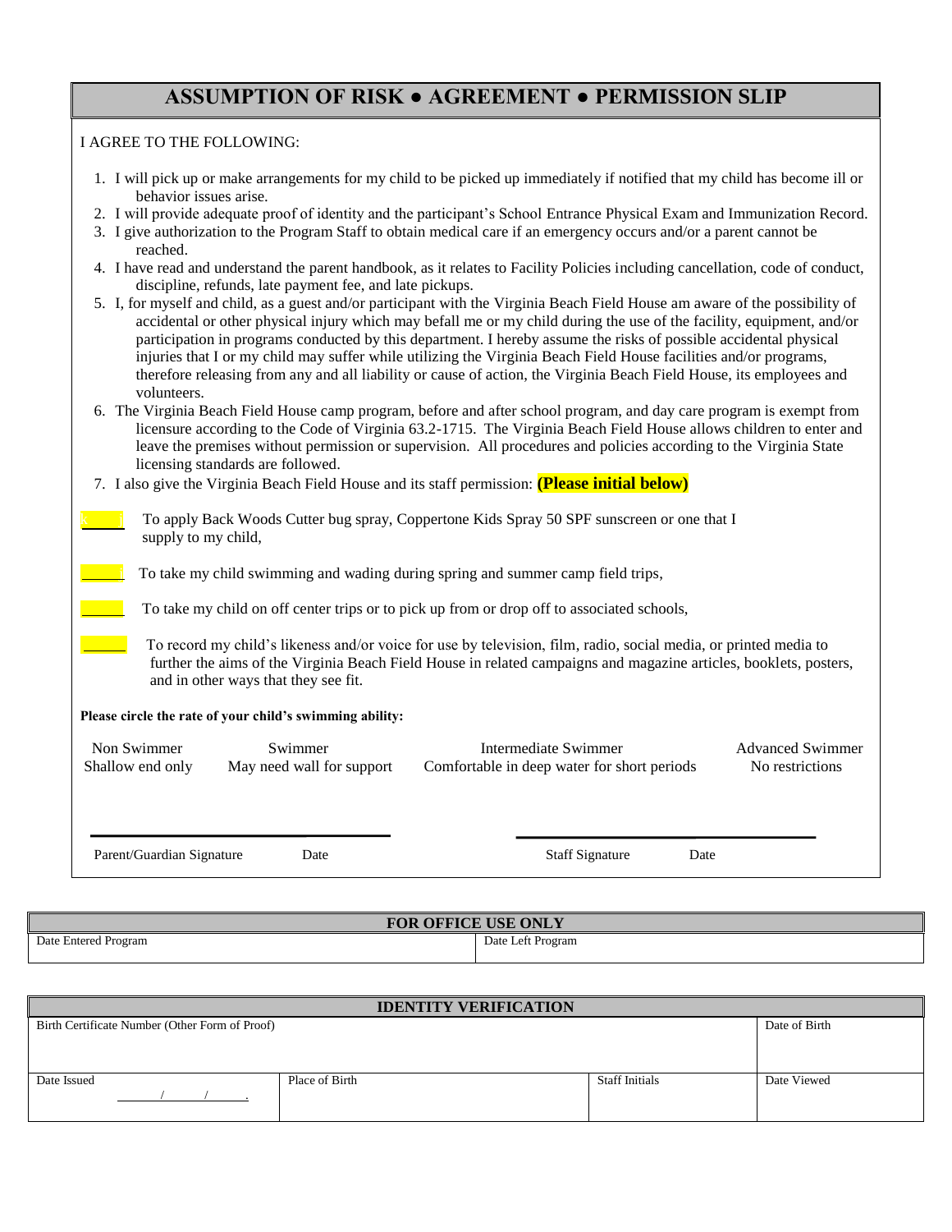# ASSUMPTION OF RISK ● AGREEMENT ● PERMISSION SLIP

I AGREE TO THE FOLLOWING:

1. I will pick up or make arrangements for my child to be picked up immediately if notified that my child has become ill or behavior issues arise.
2. I will provide adequate proof of identity and the participant's School Entrance Physical Exam and Immunization Record.
3. I give authorization to the Program Staff to obtain medical care if an emergency occurs and/or a parent cannot be reached.
4. I have read and understand the parent handbook, as it relates to Facility Policies including cancellation, code of conduct, discipline, refunds, late payment fee, and late pickups.
5. I, for myself and child, as a guest and/or participant with the Virginia Beach Field House am aware of the possibility of accidental or other physical injury which may befall me or my child during the use of the facility, equipment, and/or participation in programs conducted by this department. I hereby assume the risks of possible accidental physical injuries that I or my child may suffer while utilizing the Virginia Beach Field House facilities and/or programs, therefore releasing from any and all liability or cause of action, the Virginia Beach Field House, its employees and volunteers.
6. The Virginia Beach Field House camp program, before and after school program, and day care program is exempt from licensure according to the Code of Virginia 63.2-1715. The Virginia Beach Field House allows children to enter and leave the premises without permission or supervision. All procedures and policies according to the Virginia State licensing standards are followed.
7. I also give the Virginia Beach Field House and its staff permission: **(Please initial below)**

______ To apply Back Woods Cutter bug spray, Coppertone Kids Spray 50 SPF sunscreen or one that I supply to my child,

______ To take my child swimming and wading during spring and summer camp field trips,

______ To take my child on off center trips or to pick up from or drop off to associated schools,

______ To record my child's likeness and/or voice for use by television, film, radio, social media, or printed media to further the aims of the Virginia Beach Field House in related campaigns and magazine articles, booklets, posters, and in other ways that they see fit.

**Please circle the rate of your child's swimming ability:**

| Non Swimmer | Swimmer | Intermediate Swimmer | Advanced Swimmer |
|---|---|---|---|
| Shallow end only | May need wall for support | Comfortable in deep water for short periods | No restrictions |

_______________________________________ &nbsp;&nbsp;&nbsp;&nbsp; _______________________________________

Parent/Guardian Signature &nbsp;&nbsp; Date &nbsp;&nbsp;&nbsp;&nbsp;&nbsp;&nbsp;&nbsp;&nbsp; Staff Signature &nbsp;&nbsp; Date

| FOR OFFICE USE ONLY | |
|---|---|
| Date Entered Program | Date Left Program |

| IDENTITY VERIFICATION | | | |
|---|---|---|---|
| Birth Certificate Number (Other Form of Proof) | | | Date of Birth |
| Date Issued<br>_____/_____/_____. | Place of Birth | Staff Initials | Date Viewed |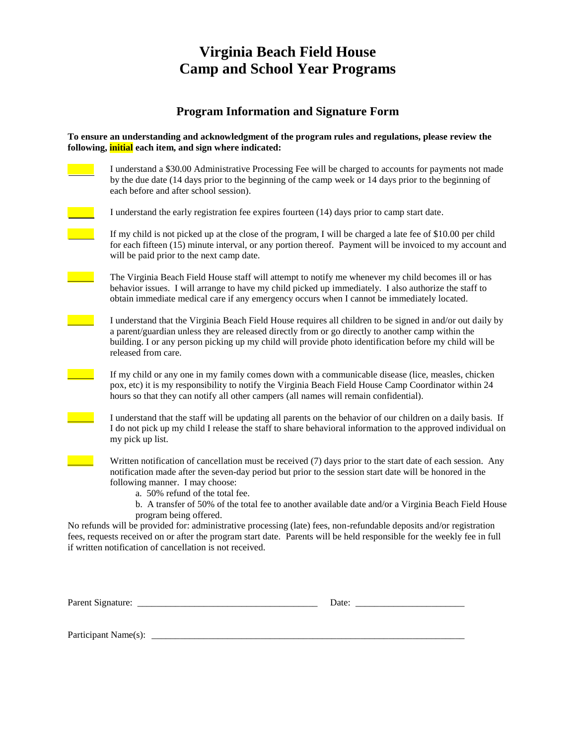# Virginia Beach Field House
# Camp and School Year Programs

## Program Information and Signature Form

**To ensure an understanding and acknowledgment of the program rules and regulations, please review the following, initial each item, and sign where indicated:**

_____ I understand a $30.00 Administrative Processing Fee will be charged to accounts for payments not made by the due date (14 days prior to the beginning of the camp week or 14 days prior to the beginning of each before and after school session).

_____ I understand the early registration fee expires fourteen (14) days prior to camp start date.

_____ If my child is not picked up at the close of the program, I will be charged a late fee of $10.00 per child for each fifteen (15) minute interval, or any portion thereof. Payment will be invoiced to my account and will be paid prior to the next camp date.

_____ The Virginia Beach Field House staff will attempt to notify me whenever my child becomes ill or has behavior issues. I will arrange to have my child picked up immediately. I also authorize the staff to obtain immediate medical care if any emergency occurs when I cannot be immediately located.

_____ I understand that the Virginia Beach Field House requires all children to be signed in and/or out daily by a parent/guardian unless they are released directly from or go directly to another camp within the building. I or any person picking up my child will provide photo identification before my child will be released from care.

_____ If my child or any one in my family comes down with a communicable disease (lice, measles, chicken pox, etc) it is my responsibility to notify the Virginia Beach Field House Camp Coordinator within 24 hours so that they can notify all other campers (all names will remain confidential).

_____ I understand that the staff will be updating all parents on the behavior of our children on a daily basis. If I do not pick up my child I release the staff to share behavioral information to the approved individual on my pick up list.

_____ Written notification of cancellation must be received (7) days prior to the start date of each session. Any notification made after the seven-day period but prior to the session start date will be honored in the following manner. I may choose:

a. 50% refund of the total fee.

b. A transfer of 50% of the total fee to another available date and/or a Virginia Beach Field House program being offered.

No refunds will be provided for: administrative processing (late) fees, non-refundable deposits and/or registration fees, requests received on or after the program start date. Parents will be held responsible for the weekly fee in full if written notification of cancellation is not received.

Parent Signature: ______________________________________ Date: _______________________

Participant Name(s): ____________________________________________________________________